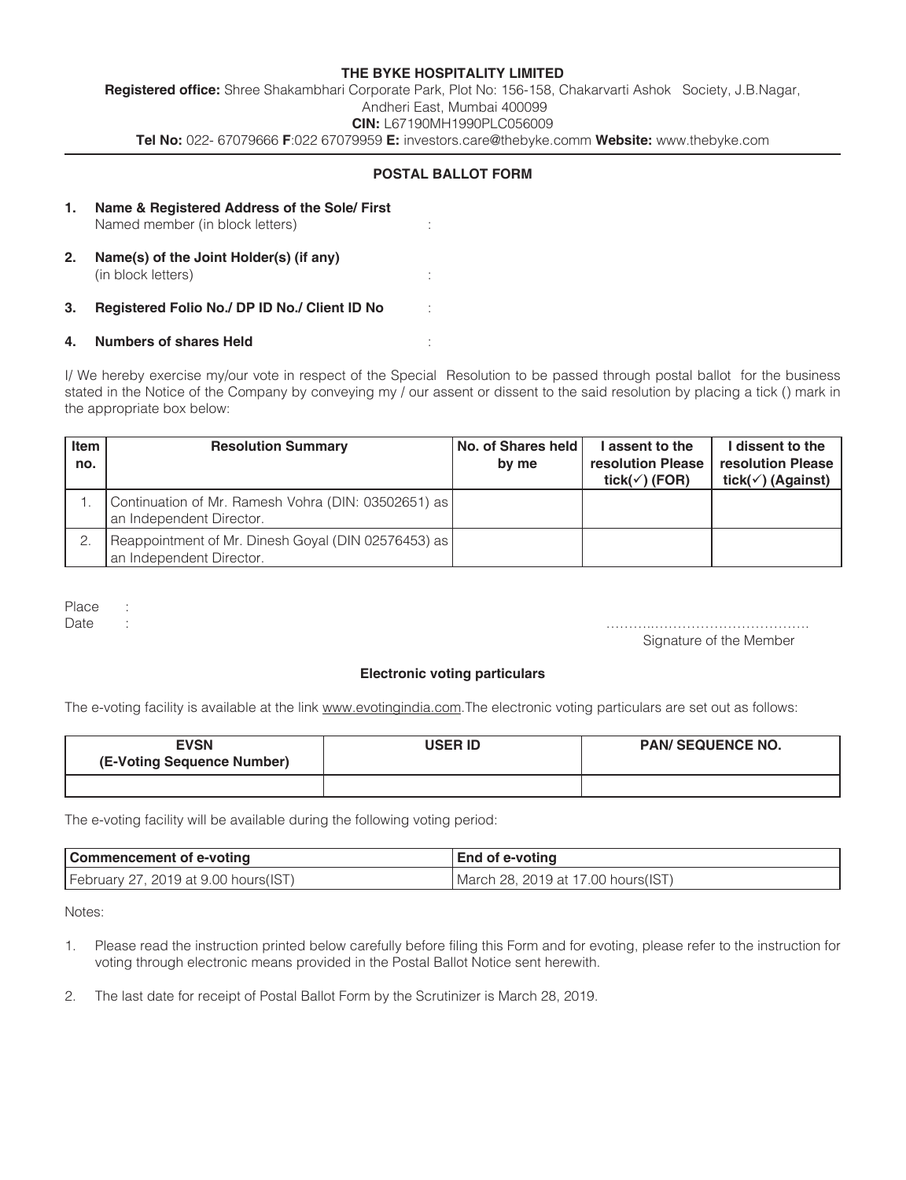**THE BYKE HOSPITALITY LIMITED**

**Registered office:** Shree Shakambhari Corporate Park, Plot No: 156-158, Chakarvarti Ashok Society, J.B.Nagar, Andheri East, Mumbai 400099

**CIN:** L67190MH1990PLC056009

**Tel No:** 022- 67079666 **F**:022 67079959 **E:** investors.care@thebyke.comm **Website:** www.thebyke.com

## POSTAL BALLOT FORM

1. **Name & Registered Address of the Sole/ First** Named member (in block letters) :
2. **Name(s) of the Joint Holder(s) (if any)** (in block letters) :
3. **Registered Folio No./ DP ID No./ Client ID No** :
4. **Numbers of shares Held** :

I/ We hereby exercise my/our vote in respect of the Special Resolution to be passed through postal ballot for the business stated in the Notice of the Company by conveying my / our assent or dissent to the said resolution by placing a tick () mark in the appropriate box below:

| Item no. | Resolution Summary | No. of Shares held by me | I assent to the resolution Please tick(✓) (FOR) | I dissent to the resolution Please tick(✓) (Against) |
|---|---|---|---|---|
| 1. | Continuation of Mr. Ramesh Vohra (DIN: 03502651) as an Independent Director. | | | |
| 2. | Reappointment of Mr. Dinesh Goyal (DIN 02576453) as an Independent Director. | | | |

Place :

Date :

……….……………………………

Signature of the Member

### Electronic voting particulars

The e-voting facility is available at the link www.evotingindia.com.The electronic voting particulars are set out as follows:

| EVSN (E-Voting Sequence Number) | USER ID | PAN/ SEQUENCE NO. |
|---|---|---|
| | | |

The e-voting facility will be available during the following voting period:

| Commencement of e-voting | End of e-voting |
|---|---|
| February 27, 2019 at 9.00 hours(IST) | March 28, 2019 at 17.00 hours(IST) |

Notes:

1. Please read the instruction printed below carefully before filing this Form and for evoting, please refer to the instruction for voting through electronic means provided in the Postal Ballot Notice sent herewith.
2. The last date for receipt of Postal Ballot Form by the Scrutinizer is March 28, 2019.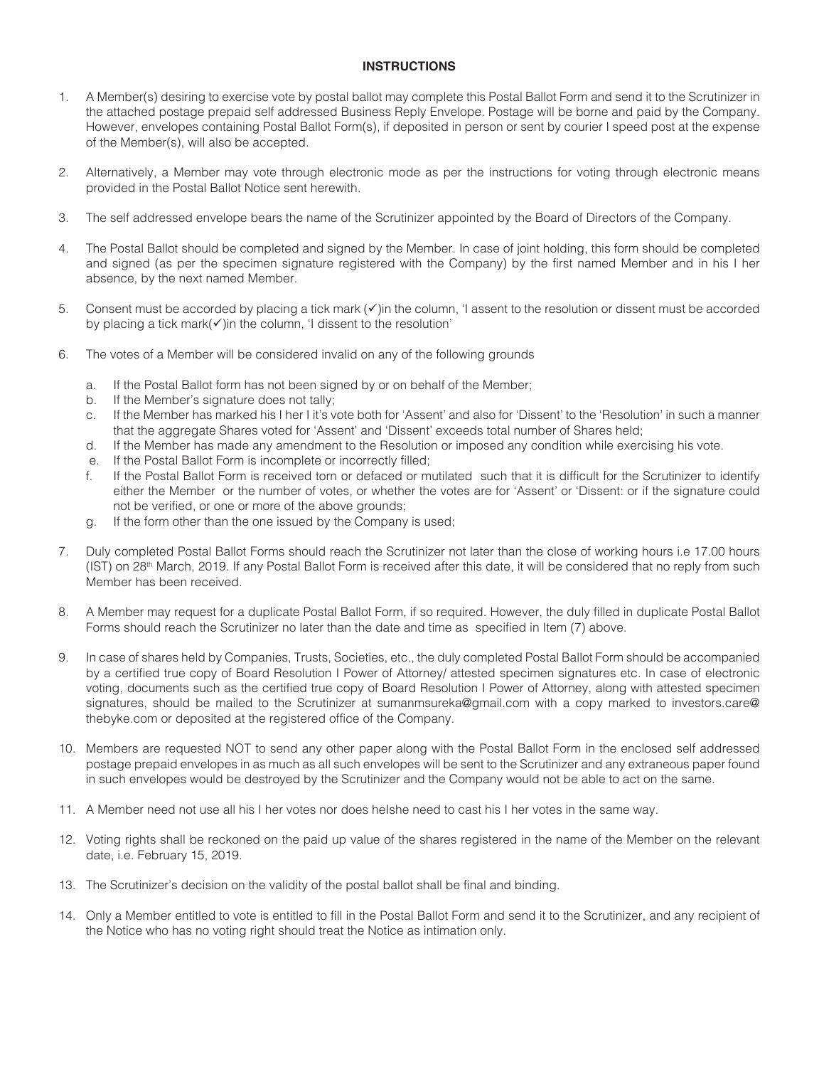**INSTRUCTIONS**

1. A Member(s) desiring to exercise vote by postal ballot may complete this Postal Ballot Form and send it to the Scrutinizer in the attached postage prepaid self addressed Business Reply Envelope. Postage will be borne and paid by the Company. However, envelopes containing Postal Ballot Form(s), if deposited in person or sent by courier I speed post at the expense of the Member(s), will also be accepted.

2. Alternatively, a Member may vote through electronic mode as per the instructions for voting through electronic means provided in the Postal Ballot Notice sent herewith.

3. The self addressed envelope bears the name of the Scrutinizer appointed by the Board of Directors of the Company.

4. The Postal Ballot should be completed and signed by the Member. In case of joint holding, this form should be completed and signed (as per the specimen signature registered with the Company) by the first named Member and in his I her absence, by the next named Member.

5. Consent must be accorded by placing a tick mark (✓)in the column, 'I assent to the resolution or dissent must be accorded by placing a tick mark(✓)in the column, 'I dissent to the resolution'

6. The votes of a Member will be considered invalid on any of the following grounds

   a. If the Postal Ballot form has not been signed by or on behalf of the Member;
   b. If the Member's signature does not tally;
   c. If the Member has marked his I her I it's vote both for 'Assent' and also for 'Dissent' to the 'Resolution' in such a manner that the aggregate Shares voted for 'Assent' and 'Dissent' exceeds total number of Shares held;
   d. If the Member has made any amendment to the Resolution or imposed any condition while exercising his vote.
   e. If the Postal Ballot Form is incomplete or incorrectly filled;
   f. If the Postal Ballot Form is received torn or defaced or mutilated such that it is difficult for the Scrutinizer to identify either the Member or the number of votes, or whether the votes are for 'Assent' or 'Dissent: or if the signature could not be verified, or one or more of the above grounds;
   g. If the form other than the one issued by the Company is used;

7. Duly completed Postal Ballot Forms should reach the Scrutinizer not later than the close of working hours i.e 17.00 hours (IST) on 28th March, 2019. If any Postal Ballot Form is received after this date, it will be considered that no reply from such Member has been received.

8. A Member may request for a duplicate Postal Ballot Form, if so required. However, the duly filled in duplicate Postal Ballot Forms should reach the Scrutinizer no later than the date and time as specified in Item (7) above.

9. In case of shares held by Companies, Trusts, Societies, etc., the duly completed Postal Ballot Form should be accompanied by a certified true copy of Board Resolution I Power of Attorney/ attested specimen signatures etc. In case of electronic voting, documents such as the certified true copy of Board Resolution I Power of Attorney, along with attested specimen signatures, should be mailed to the Scrutinizer at sumanmsureka@gmail.com with a copy marked to investors.care@thebyke.com or deposited at the registered office of the Company.

10. Members are requested NOT to send any other paper along with the Postal Ballot Form in the enclosed self addressed postage prepaid envelopes in as much as all such envelopes will be sent to the Scrutinizer and any extraneous paper found in such envelopes would be destroyed by the Scrutinizer and the Company would not be able to act on the same.

11. A Member need not use all his I her votes nor does heIshe need to cast his I her votes in the same way.

12. Voting rights shall be reckoned on the paid up value of the shares registered in the name of the Member on the relevant date, i.e. February 15, 2019.

13. The Scrutinizer's decision on the validity of the postal ballot shall be final and binding.

14. Only a Member entitled to vote is entitled to fill in the Postal Ballot Form and send it to the Scrutinizer, and any recipient of the Notice who has no voting right should treat the Notice as intimation only.